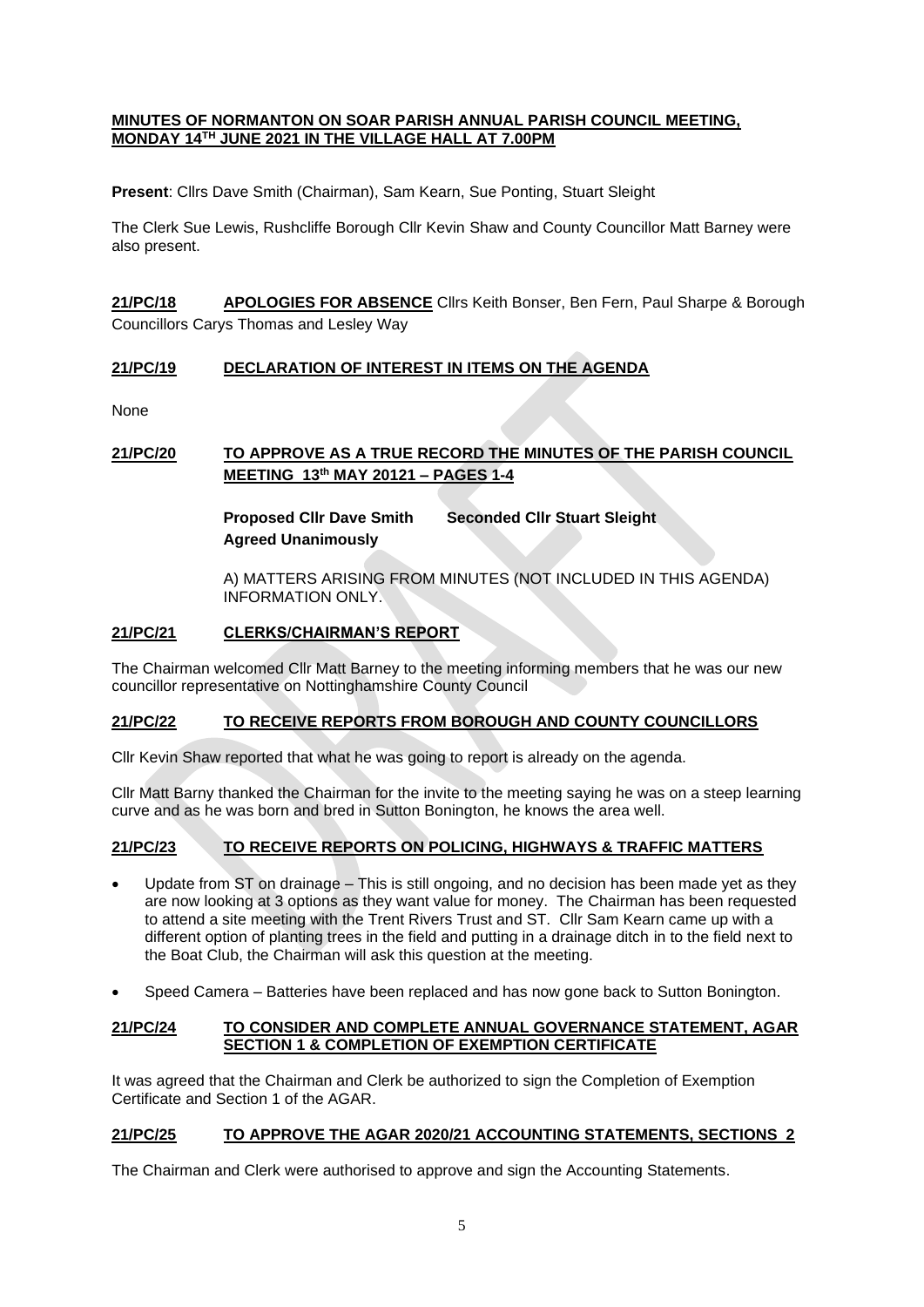**MINUTES OF NORMANTON ON SOAR PARISH ANNUAL PARISH COUNCIL MEETING, MONDAY 14TH JUNE 2021 IN THE VILLAGE HALL AT 7.00PM**

**Present**: Cllrs Dave Smith (Chairman), Sam Kearn, Sue Ponting, Stuart Sleight

The Clerk Sue Lewis, Rushcliffe Borough Cllr Kevin Shaw and County Councillor Matt Barney were also present.

**21/PC/18 APOLOGIES FOR ABSENCE** Cllrs Keith Bonser, Ben Fern, Paul Sharpe & Borough Councillors Carys Thomas and Lesley Way

**21/PC/19 DECLARATION OF INTEREST IN ITEMS ON THE AGENDA**

None

**21/PC/20 TO APPROVE AS A TRUE RECORD THE MINUTES OF THE PARISH COUNCIL MEETING 13th MAY 20121 – PAGES 1-4**

**Proposed Cllr Dave Smith Seconded Cllr Stuart Sleight**
**Agreed Unanimously**

A) MATTERS ARISING FROM MINUTES (NOT INCLUDED IN THIS AGENDA) INFORMATION ONLY.

**21/PC/21 CLERKS/CHAIRMAN'S REPORT**

The Chairman welcomed Cllr Matt Barney to the meeting informing members that he was our new councillor representative on Nottinghamshire County Council

**21/PC/22 TO RECEIVE REPORTS FROM BOROUGH AND COUNTY COUNCILLORS**

Cllr Kevin Shaw reported that what he was going to report is already on the agenda.

Cllr Matt Barny thanked the Chairman for the invite to the meeting saying he was on a steep learning curve and as he was born and bred in Sutton Bonington, he knows the area well.

**21/PC/23 TO RECEIVE REPORTS ON POLICING, HIGHWAYS & TRAFFIC MATTERS**

- Update from ST on drainage – This is still ongoing, and no decision has been made yet as they are now looking at 3 options as they want value for money. The Chairman has been requested to attend a site meeting with the Trent Rivers Trust and ST. Cllr Sam Kearn came up with a different option of planting trees in the field and putting in a drainage ditch in to the field next to the Boat Club, the Chairman will ask this question at the meeting.
- Speed Camera – Batteries have been replaced and has now gone back to Sutton Bonington.

**21/PC/24 TO CONSIDER AND COMPLETE ANNUAL GOVERNANCE STATEMENT, AGAR SECTION 1 & COMPLETION OF EXEMPTION CERTIFICATE**

It was agreed that the Chairman and Clerk be authorized to sign the Completion of Exemption Certificate and Section 1 of the AGAR.

**21/PC/25 TO APPROVE THE AGAR 2020/21 ACCOUNTING STATEMENTS, SECTIONS 2**

The Chairman and Clerk were authorised to approve and sign the Accounting Statements.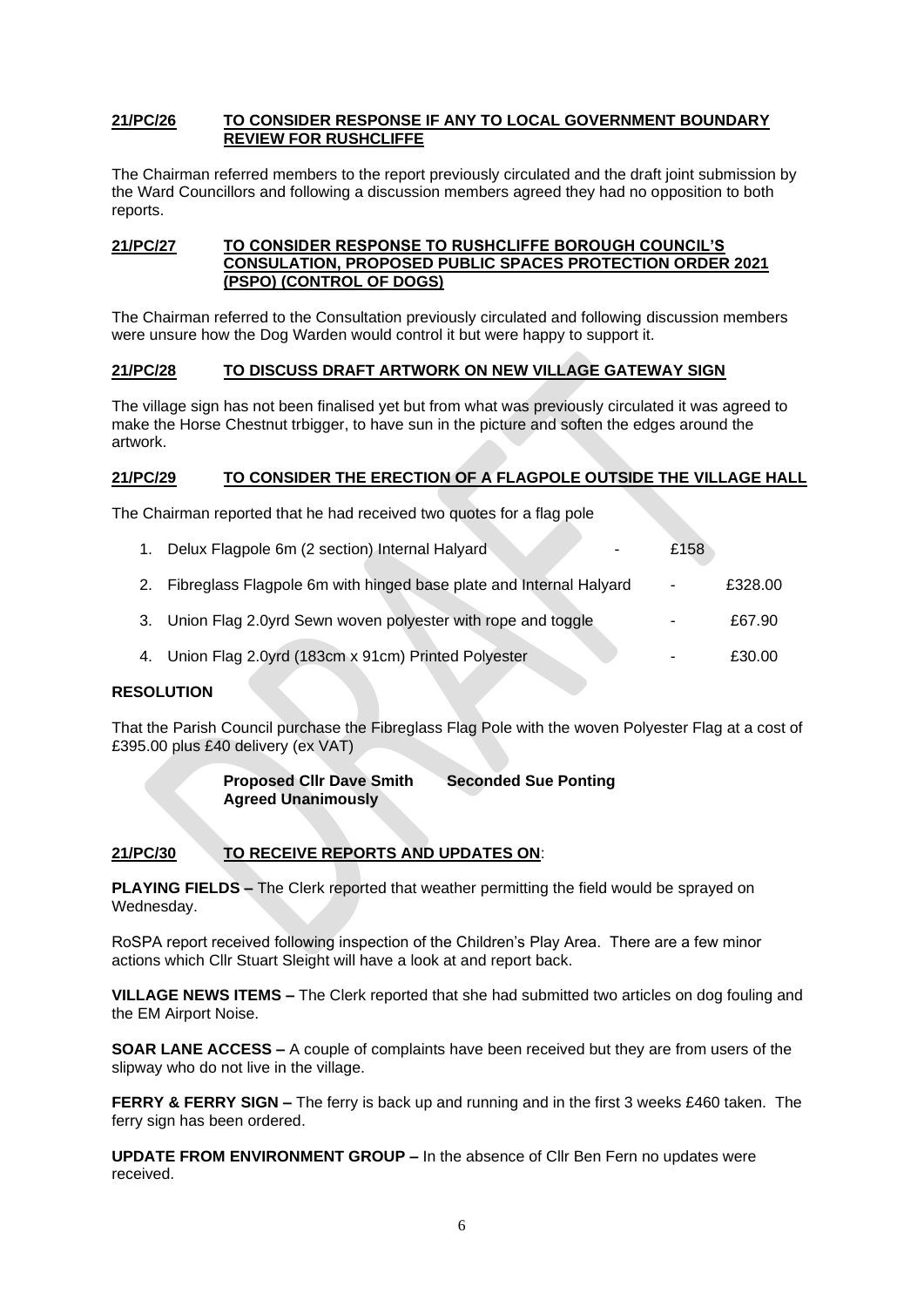**21/PC/26 TO CONSIDER RESPONSE IF ANY TO LOCAL GOVERNMENT BOUNDARY REVIEW FOR RUSHCLIFFE**

The Chairman referred members to the report previously circulated and the draft joint submission by the Ward Councillors and following a discussion members agreed they had no opposition to both reports.

**21/PC/27 TO CONSIDER RESPONSE TO RUSHCLIFFE BOROUGH COUNCIL'S CONSULATION, PROPOSED PUBLIC SPACES PROTECTION ORDER 2021 (PSPO) (CONTROL OF DOGS)**

The Chairman referred to the Consultation previously circulated and following discussion members were unsure how the Dog Warden would control it but were happy to support it.

**21/PC/28 TO DISCUSS DRAFT ARTWORK ON NEW VILLAGE GATEWAY SIGN**

The village sign has not been finalised yet but from what was previously circulated it was agreed to make the Horse Chestnut trbigger, to have sun in the picture and soften the edges around the artwork.

**21/PC/29 TO CONSIDER THE ERECTION OF A FLAGPOLE OUTSIDE THE VILLAGE HALL**

The Chairman reported that he had received two quotes for a flag pole

1. Delux Flagpole 6m (2 section) Internal Halyard - £158
2. Fibreglass Flagpole 6m with hinged base plate and Internal Halyard - £328.00
3. Union Flag 2.0yrd Sewn woven polyester with rope and toggle - £67.90
4. Union Flag 2.0yrd (183cm x 91cm) Printed Polyester - £30.00

**RESOLUTION**

That the Parish Council purchase the Fibreglass Flag Pole with the woven Polyester Flag at a cost of £395.00 plus £40 delivery (ex VAT)

**Proposed Cllr Dave Smith Seconded Sue Ponting**
**Agreed Unanimously**

**21/PC/30 TO RECEIVE REPORTS AND UPDATES ON:**

**PLAYING FIELDS –** The Clerk reported that weather permitting the field would be sprayed on Wednesday.

RoSPA report received following inspection of the Children's Play Area. There are a few minor actions which Cllr Stuart Sleight will have a look at and report back.

**VILLAGE NEWS ITEMS –** The Clerk reported that she had submitted two articles on dog fouling and the EM Airport Noise.

**SOAR LANE ACCESS –** A couple of complaints have been received but they are from users of the slipway who do not live in the village.

**FERRY & FERRY SIGN –** The ferry is back up and running and in the first 3 weeks £460 taken. The ferry sign has been ordered.

**UPDATE FROM ENVIRONMENT GROUP –** In the absence of Cllr Ben Fern no updates were received.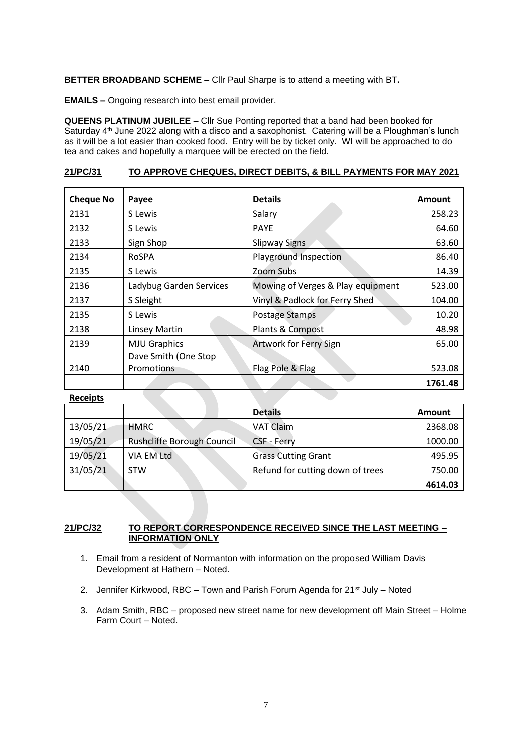**BETTER BROADBAND SCHEME –** Cllr Paul Sharpe is to attend a meeting with BT**.**

**EMAILS –** Ongoing research into best email provider.

**QUEENS PLATINUM JUBILEE –** Cllr Sue Ponting reported that a band had been booked for Saturday 4th June 2022 along with a disco and a saxophonist. Catering will be a Ploughman's lunch as it will be a lot easier than cooked food. Entry will be by ticket only. WI will be approached to do tea and cakes and hopefully a marquee will be erected on the field.

## 21/PC/31 TO APPROVE CHEQUES, DIRECT DEBITS, & BILL PAYMENTS FOR MAY 2021

| Cheque No | Payee | Details | Amount |
|---|---|---|---|
| 2131 | S Lewis | Salary | 258.23 |
| 2132 | S Lewis | PAYE | 64.60 |
| 2133 | Sign Shop | Slipway Signs | 63.60 |
| 2134 | RoSPA | Playground Inspection | 86.40 |
| 2135 | S Lewis | Zoom Subs | 14.39 |
| 2136 | Ladybug Garden Services | Mowing of Verges & Play equipment | 523.00 |
| 2137 | S Sleight | Vinyl & Padlock for Ferry Shed | 104.00 |
| 2135 | S Lewis | Postage Stamps | 10.20 |
| 2138 | Linsey Martin | Plants & Compost | 48.98 |
| 2139 | MJU Graphics | Artwork for Ferry Sign | 65.00 |
| 2140 | Dave Smith (One Stop Promotions | Flag Pole & Flag | 523.08 |
| | | | **1761.48** |

**Receipts**

| | | Details | Amount |
|---|---|---|---|
| 13/05/21 | HMRC | VAT Claim | 2368.08 |
| 19/05/21 | Rushcliffe Borough Council | CSF - Ferry | 1000.00 |
| 19/05/21 | VIA EM Ltd | Grass Cutting Grant | 495.95 |
| 31/05/21 | STW | Refund for cutting down of trees | 750.00 |
| | | | **4614.03** |

## 21/PC/32 TO REPORT CORRESPONDENCE RECEIVED SINCE THE LAST MEETING – INFORMATION ONLY

1. Email from a resident of Normanton with information on the proposed William Davis Development at Hathern – Noted.
2. Jennifer Kirkwood, RBC – Town and Parish Forum Agenda for 21st July – Noted
3. Adam Smith, RBC – proposed new street name for new development off Main Street – Holme Farm Court – Noted.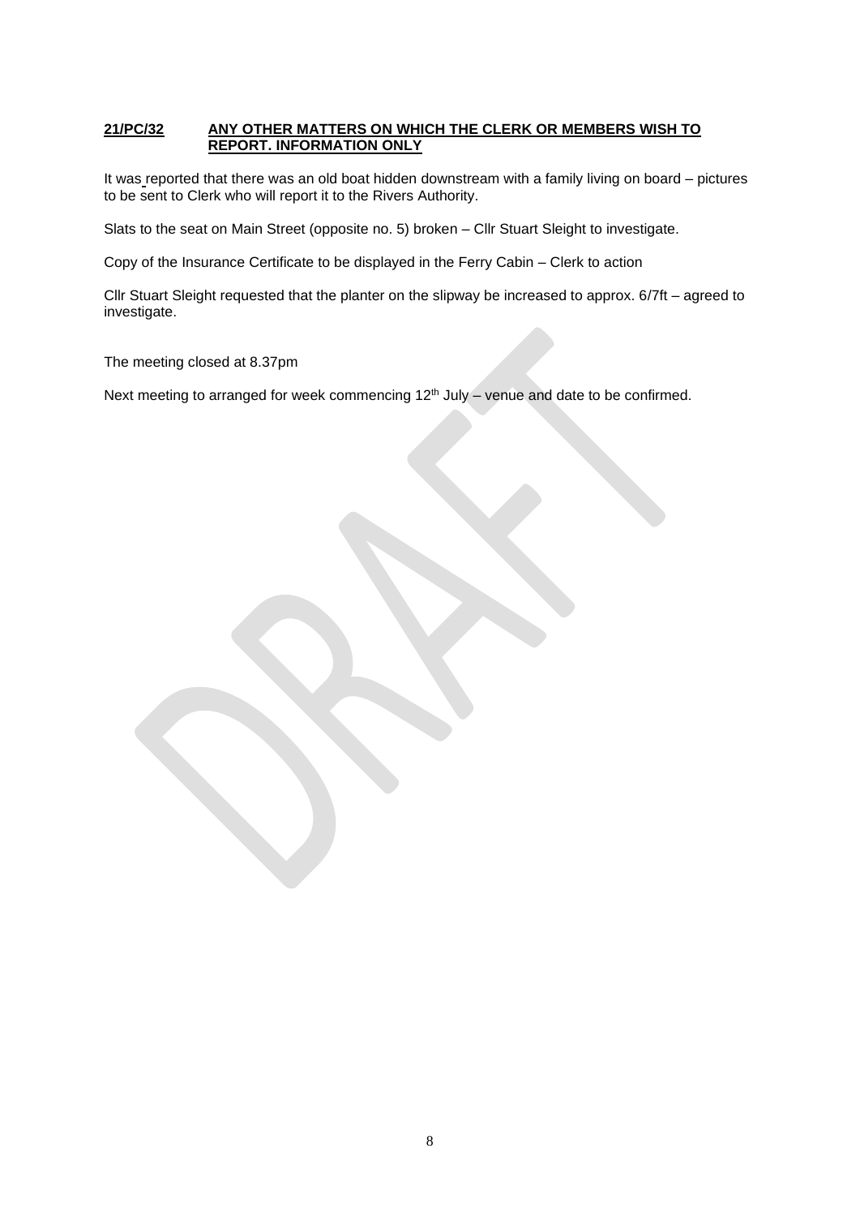**21/PC/32** **ANY OTHER MATTERS ON WHICH THE CLERK OR MEMBERS WISH TO REPORT. INFORMATION ONLY**

It was reported that there was an old boat hidden downstream with a family living on board – pictures to be sent to Clerk who will report it to the Rivers Authority.

Slats to the seat on Main Street (opposite no. 5) broken – Cllr Stuart Sleight to investigate.

Copy of the Insurance Certificate to be displayed in the Ferry Cabin – Clerk to action

Cllr Stuart Sleight requested that the planter on the slipway be increased to approx. 6/7ft – agreed to investigate.

The meeting closed at 8.37pm

Next meeting to arranged for week commencing 12th July – venue and date to be confirmed.